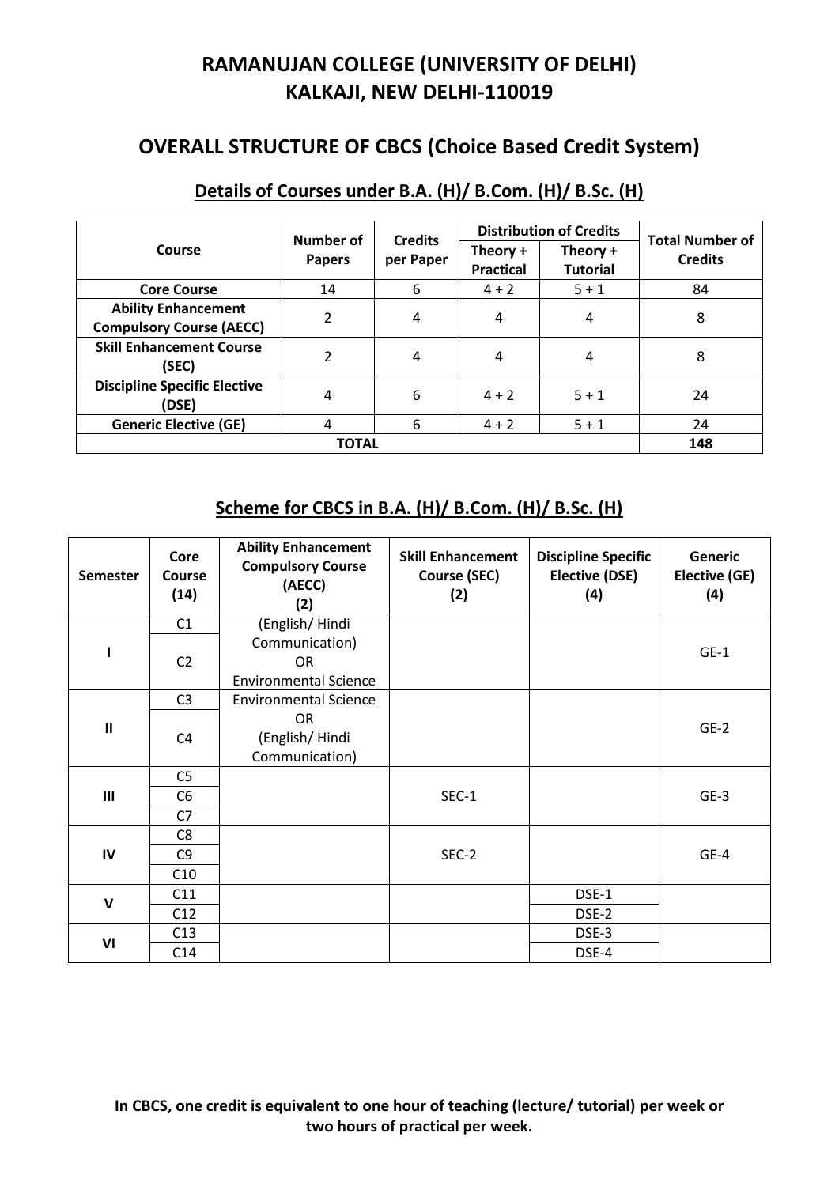# RAMANUJAN COLLEGE (UNIVERSITY OF DELHI)
# KALKAJI, NEW DELHI-110019

## OVERALL STRUCTURE OF CBCS (Choice Based Credit System)

### Details of Courses under B.A. (H)/ B.Com. (H)/ B.Sc. (H)

| Course | Number of Papers | Credits per Paper | Distribution of Credits | | Total Number of Credits |
|---|---|---|---|---|---|
| | | | Theory + Practical | Theory + Tutorial | |
| **Core Course** | 14 | 6 | 4 + 2 | 5 + 1 | 84 |
| **Ability Enhancement Compulsory Course (AECC)** | 2 | 4 | 4 | 4 | 8 |
| **Skill Enhancement Course (SEC)** | 2 | 4 | 4 | 4 | 8 |
| **Discipline Specific Elective (DSE)** | 4 | 6 | 4 + 2 | 5 + 1 | 24 |
| **Generic Elective (GE)** | 4 | 6 | 4 + 2 | 5 + 1 | 24 |
| **TOTAL** | | | | | **148** |

### Scheme for CBCS in B.A. (H)/ B.Com. (H)/ B.Sc. (H)

| Semester | Core Course (14) | Ability Enhancement Compulsory Course (AECC) (2) | Skill Enhancement Course (SEC) (2) | Discipline Specific Elective (DSE) (4) | Generic Elective (GE) (4) |
|---|---|---|---|---|---|
| **I** | C1 | (English/ Hindi Communication) OR Environmental Science | | | GE-1 |
| | C2 | | | | |
| **II** | C3 | Environmental Science OR (English/ Hindi Communication) | | | GE-2 |
| | C4 | | | | |
| **III** | C5 | | SEC-1 | | GE-3 |
| | C6 | | | | |
| | C7 | | | | |
| **IV** | C8 | | SEC-2 | | GE-4 |
| | C9 | | | | |
| | C10 | | | | |
| **V** | C11 | | | DSE-1 | |
| | C12 | | | DSE-2 | |
| **VI** | C13 | | | DSE-3 | |
| | C14 | | | DSE-4 | |

**In CBCS, one credit is equivalent to one hour of teaching (lecture/ tutorial) per week or two hours of practical per week.**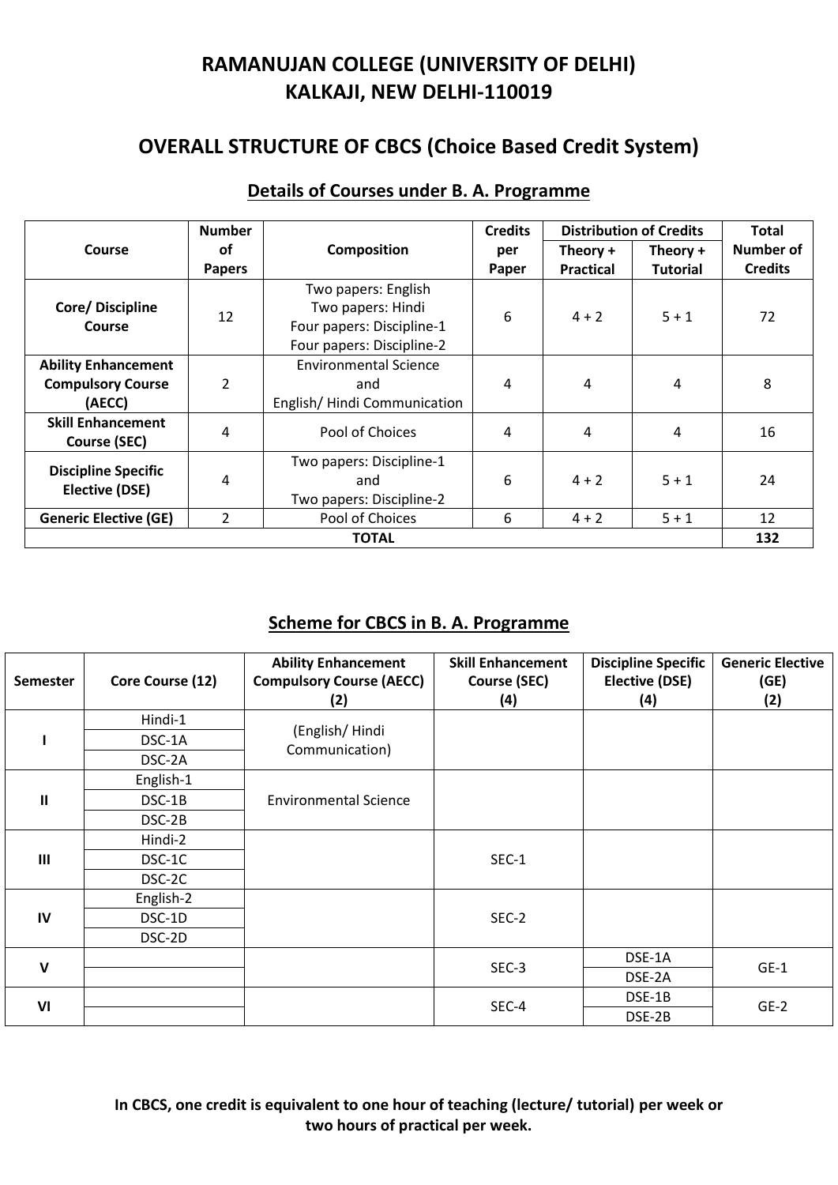# RAMANUJAN COLLEGE (UNIVERSITY OF DELHI)
# KALKAJI, NEW DELHI-110019

## OVERALL STRUCTURE OF CBCS (Choice Based Credit System)

### Details of Courses under B. A. Programme

| Course | Number of Papers | Composition | Credits per Paper | Distribution of Credits | | Total Number of Credits |
|---|---|---|---|---|---|---|
| | | | | Theory + Practical | Theory + Tutorial | |
| Core/ Discipline Course | 12 | Two papers: English<br>Two papers: Hindi<br>Four papers: Discipline-1<br>Four papers: Discipline-2 | 6 | 4 + 2 | 5 + 1 | 72 |
| Ability Enhancement Compulsory Course (AECC) | 2 | Environmental Science<br>and<br>English/ Hindi Communication | 4 | 4 | 4 | 8 |
| Skill Enhancement Course (SEC) | 4 | Pool of Choices | 4 | 4 | 4 | 16 |
| Discipline Specific Elective (DSE) | 4 | Two papers: Discipline-1<br>and<br>Two papers: Discipline-2 | 6 | 4 + 2 | 5 + 1 | 24 |
| Generic Elective (GE) | 2 | Pool of Choices | 6 | 4 + 2 | 5 + 1 | 12 |
| **TOTAL** | | | | | | **132** |

### Scheme for CBCS in B. A. Programme

| Semester | Core Course (12) | Ability Enhancement Compulsory Course (AECC) (2) | Skill Enhancement Course (SEC) (4) | Discipline Specific Elective (DSE) (4) | Generic Elective (GE) (2) |
|---|---|---|---|---|---|
| I | Hindi-1<br>DSC-1A<br>DSC-2A | (English/ Hindi Communication) | | | |
| II | English-1<br>DSC-1B<br>DSC-2B | Environmental Science | | | |
| III | Hindi-2<br>DSC-1C<br>DSC-2C | | SEC-1 | | |
| IV | English-2<br>DSC-1D<br>DSC-2D | | SEC-2 | | |
| V | | | SEC-3 | DSE-1A<br>DSE-2A | GE-1 |
| VI | | | SEC-4 | DSE-1B<br>DSE-2B | GE-2 |

**In CBCS, one credit is equivalent to one hour of teaching (lecture/ tutorial) per week or two hours of practical per week.**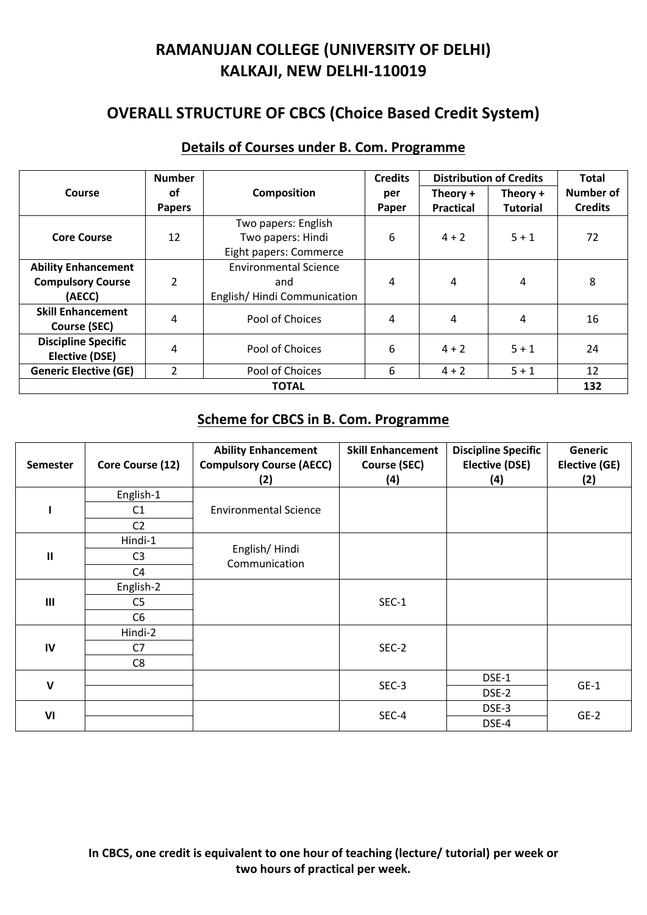# RAMANUJAN COLLEGE (UNIVERSITY OF DELHI)
# KALKAJI, NEW DELHI-110019

## OVERALL STRUCTURE OF CBCS (Choice Based Credit System)

### Details of Courses under B. Com. Programme

| Course | Number of Papers | Composition | Credits per Paper | Distribution of Credits | | Total Number of Credits |
|---|---|---|---|---|---|---|
| | | | | Theory + Practical | Theory + Tutorial | |
| Core Course | 12 | Two papers: English<br>Two papers: Hindi<br>Eight papers: Commerce | 6 | 4 + 2 | 5 + 1 | 72 |
| Ability Enhancement Compulsory Course (AECC) | 2 | Environmental Science and English/ Hindi Communication | 4 | 4 | 4 | 8 |
| Skill Enhancement Course (SEC) | 4 | Pool of Choices | 4 | 4 | 4 | 16 |
| Discipline Specific Elective (DSE) | 4 | Pool of Choices | 6 | 4 + 2 | 5 + 1 | 24 |
| Generic Elective (GE) | 2 | Pool of Choices | 6 | 4 + 2 | 5 + 1 | 12 |
| TOTAL | | | | | | 132 |

### Scheme for CBCS in B. Com. Programme

| Semester | Core Course (12) | Ability Enhancement Compulsory Course (AECC) (2) | Skill Enhancement Course (SEC) (4) | Discipline Specific Elective (DSE) (4) | Generic Elective (GE) (2) |
|---|---|---|---|---|---|
| I | English-1 | Environmental Science | | | |
| | C1 | | | | |
| | C2 | | | | |
| II | Hindi-1 | English/ Hindi Communication | | | |
| | C3 | | | | |
| | C4 | | | | |
| III | English-2 | | SEC-1 | | |
| | C5 | | | | |
| | C6 | | | | |
| IV | Hindi-2 | | SEC-2 | | |
| | C7 | | | | |
| | C8 | | | | |
| V | | | SEC-3 | DSE-1 | GE-1 |
| | | | | DSE-2 | |
| VI | | | SEC-4 | DSE-3 | GE-2 |
| | | | | DSE-4 | |

**In CBCS, one credit is equivalent to one hour of teaching (lecture/ tutorial) per week or two hours of practical per week.**